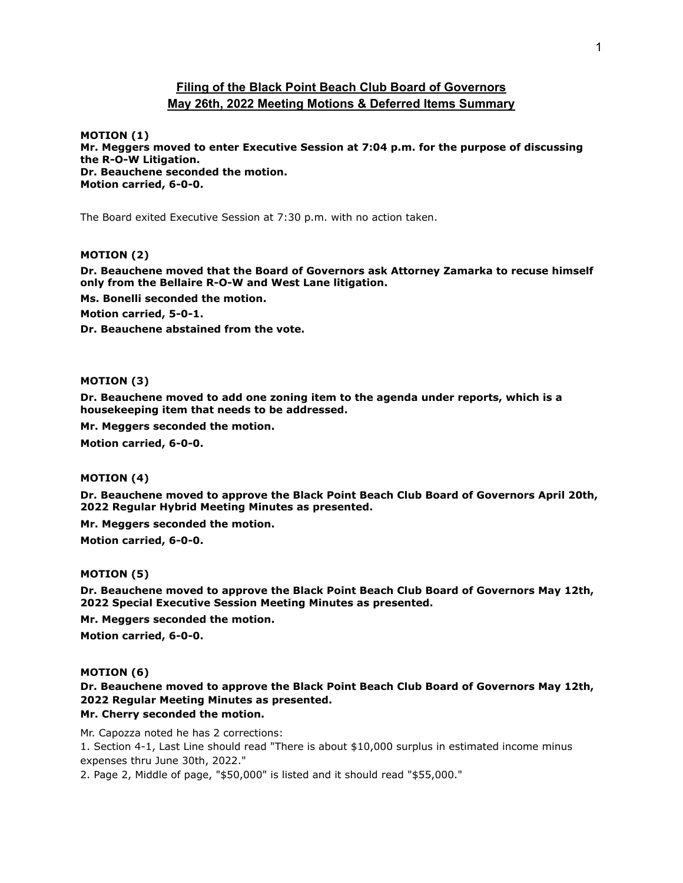# Filing of the Black Point Beach Club Board of Governors May 26th, 2022 Meeting Motions & Deferred Items Summary

**MOTION (1)**
**Mr. Meggers moved to enter Executive Session at 7:04 p.m. for the purpose of discussing the R-O-W Litigation.**
**Dr. Beauchene seconded the motion.**
**Motion carried, 6-0-0.**

The Board exited Executive Session at 7:30 p.m. with no action taken.

**MOTION (2)**

**Dr. Beauchene moved that the Board of Governors ask Attorney Zamarka to recuse himself only from the Bellaire R-O-W and West Lane litigation.**

**Ms. Bonelli seconded the motion.**

**Motion carried, 5-0-1.**

**Dr. Beauchene abstained from the vote.**

**MOTION (3)**

**Dr. Beauchene moved to add one zoning item to the agenda under reports, which is a housekeeping item that needs to be addressed.**

**Mr. Meggers seconded the motion.**

**Motion carried, 6-0-0.**

**MOTION (4)**

**Dr. Beauchene moved to approve the Black Point Beach Club Board of Governors April 20th, 2022 Regular Hybrid Meeting Minutes as presented.**

**Mr. Meggers seconded the motion.**

**Motion carried, 6-0-0.**

**MOTION (5)**

**Dr. Beauchene moved to approve the Black Point Beach Club Board of Governors May 12th, 2022 Special Executive Session Meeting Minutes as presented.**

**Mr. Meggers seconded the motion.**

**Motion carried, 6-0-0.**

**MOTION (6)**

**Dr. Beauchene moved to approve the Black Point Beach Club Board of Governors May 12th, 2022 Regular Meeting Minutes as presented.**
**Mr. Cherry seconded the motion.**

Mr. Capozza noted he has 2 corrections:
1. Section 4-1, Last Line should read "There is about $10,000 surplus in estimated income minus expenses thru June 30th, 2022."
2. Page 2, Middle of page, "$50,000" is listed and it should read "$55,000."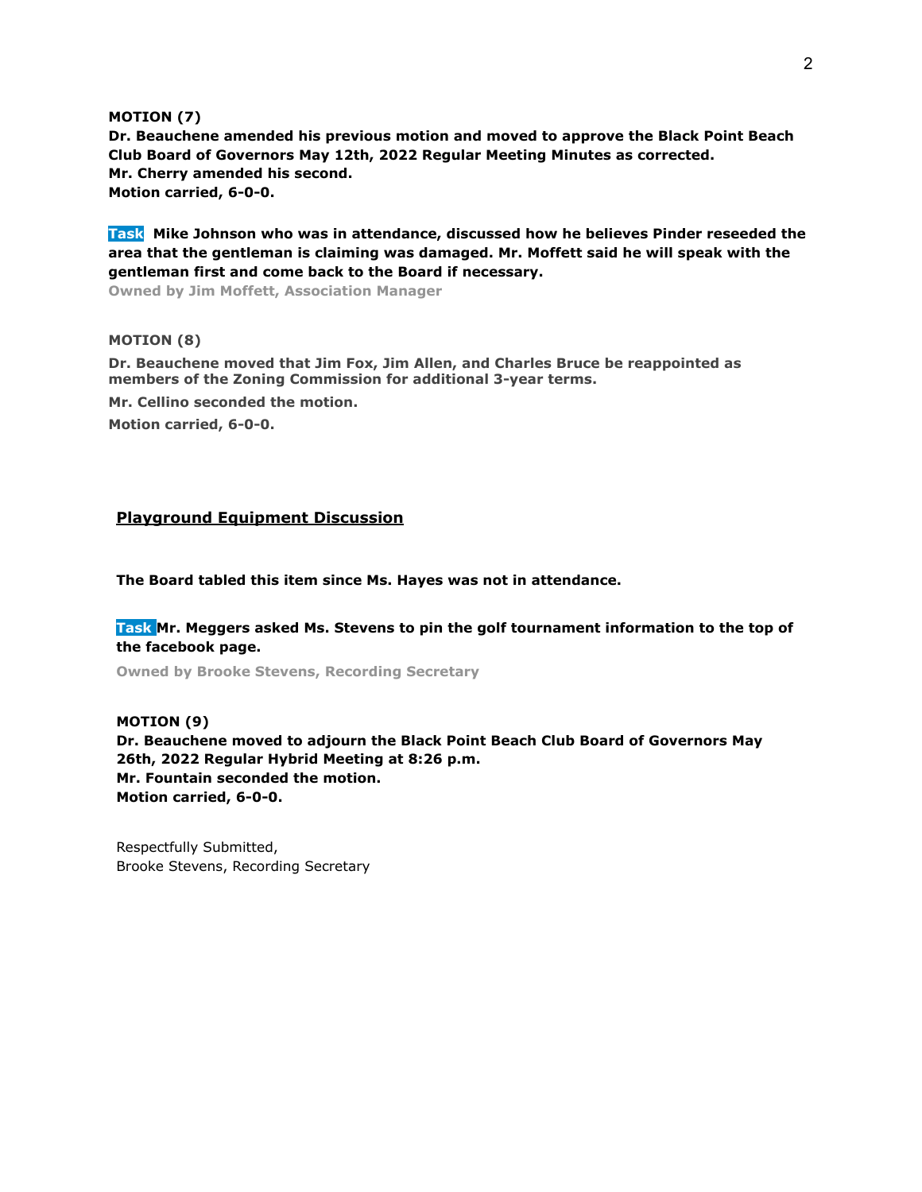**MOTION (7)**
**Dr. Beauchene amended his previous motion and moved to approve the Black Point Beach Club Board of Governors May 12th, 2022 Regular Meeting Minutes as corrected.**
**Mr. Cherry amended his second.**
**Motion carried, 6-0-0.**

**Task Mike Johnson who was in attendance, discussed how he believes Pinder reseeded the area that the gentleman is claiming was damaged. Mr. Moffett said he will speak with the gentleman first and come back to the Board if necessary.**
**Owned by Jim Moffett, Association Manager**

**MOTION (8)**

**Dr. Beauchene moved that Jim Fox, Jim Allen, and Charles Bruce be reappointed as members of the Zoning Commission for additional 3-year terms.**

**Mr. Cellino seconded the motion.**

**Motion carried, 6-0-0.**

## Playground Equipment Discussion

**The Board tabled this item since Ms. Hayes was not in attendance.**

**Task Mr. Meggers asked Ms. Stevens to pin the golf tournament information to the top of the facebook page.**

**Owned by Brooke Stevens, Recording Secretary**

**MOTION (9)**
**Dr. Beauchene moved to adjourn the Black Point Beach Club Board of Governors May 26th, 2022 Regular Hybrid Meeting at 8:26 p.m.**
**Mr. Fountain seconded the motion.**
**Motion carried, 6-0-0.**

Respectfully Submitted,
Brooke Stevens, Recording Secretary